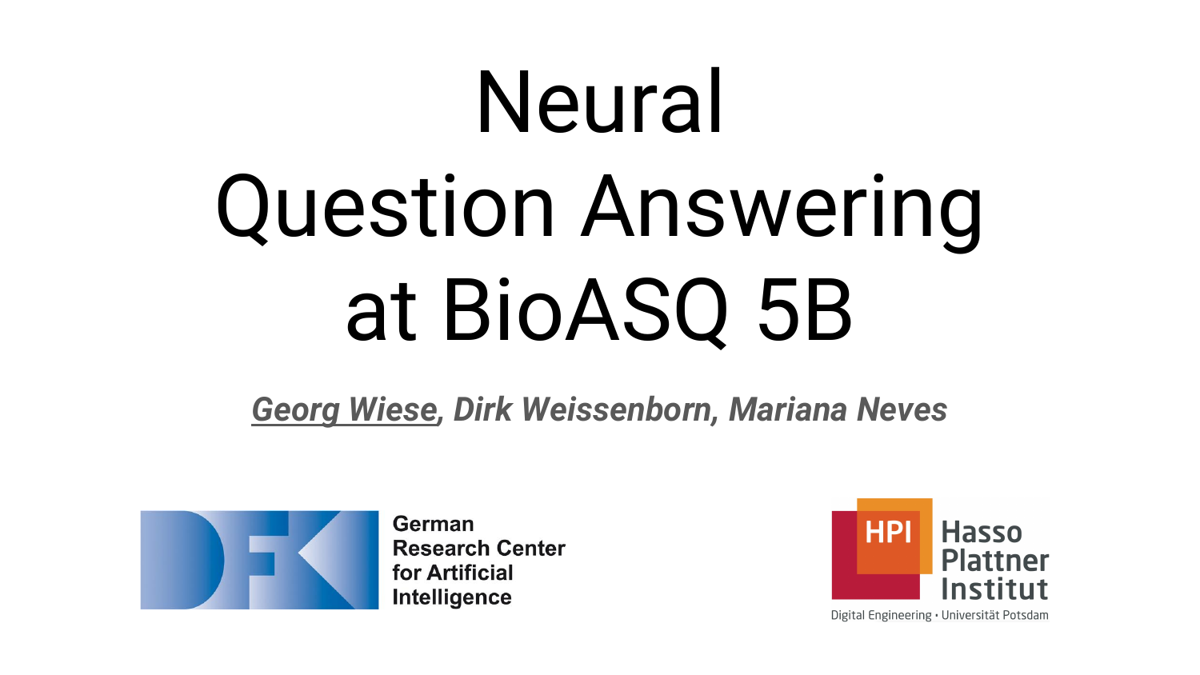# Neural Question Answering at BioASQ 5B

***Georg Wiese, Dirk Weissenborn, Mariana Neves***

German Research Center for Artificial Intelligence

HPI Hasso Plattner Institut

Digital Engineering • Universität Potsdam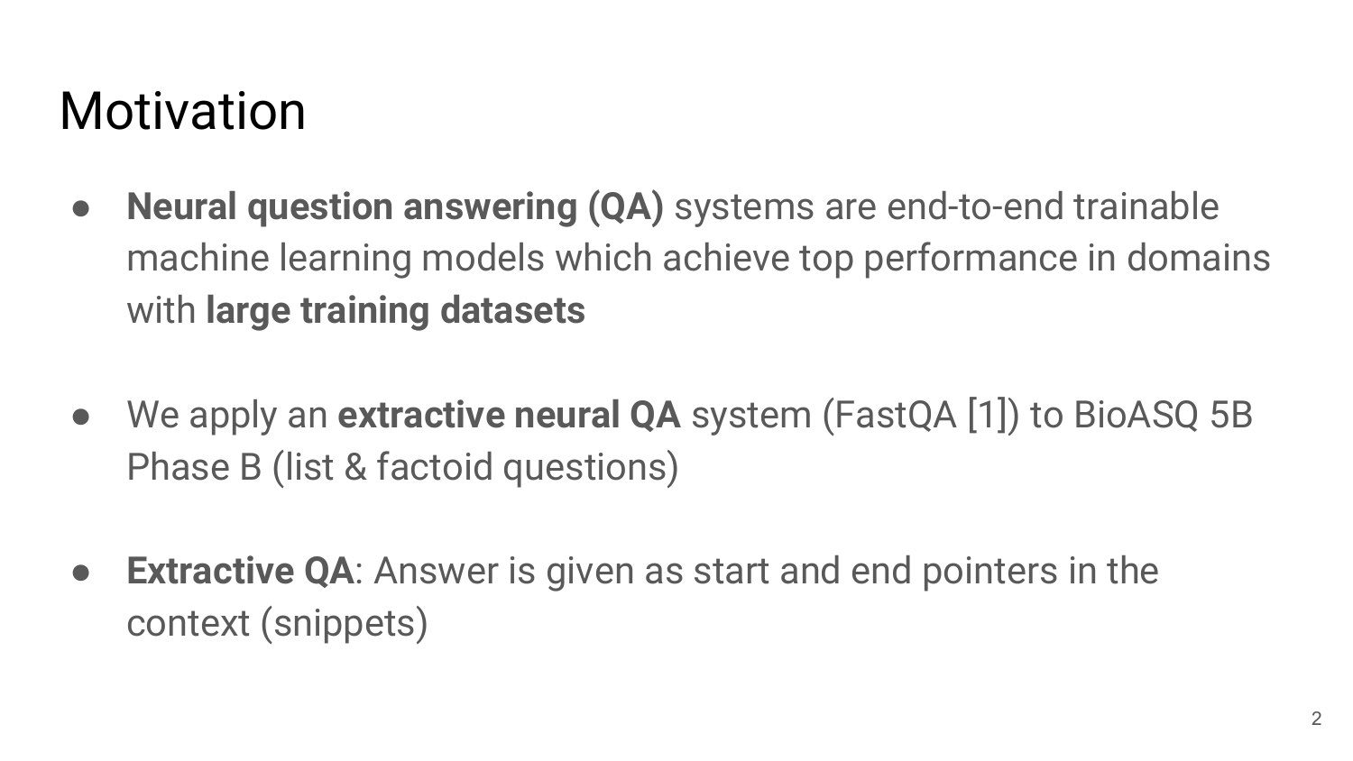# Motivation

- **Neural question answering (QA)** systems are end-to-end trainable machine learning models which achieve top performance in domains with **large training datasets**

- We apply an **extractive neural QA** system (FastQA [1]) to BioASQ 5B Phase B (list & factoid questions)

- **Extractive QA**: Answer is given as start and end pointers in the context (snippets)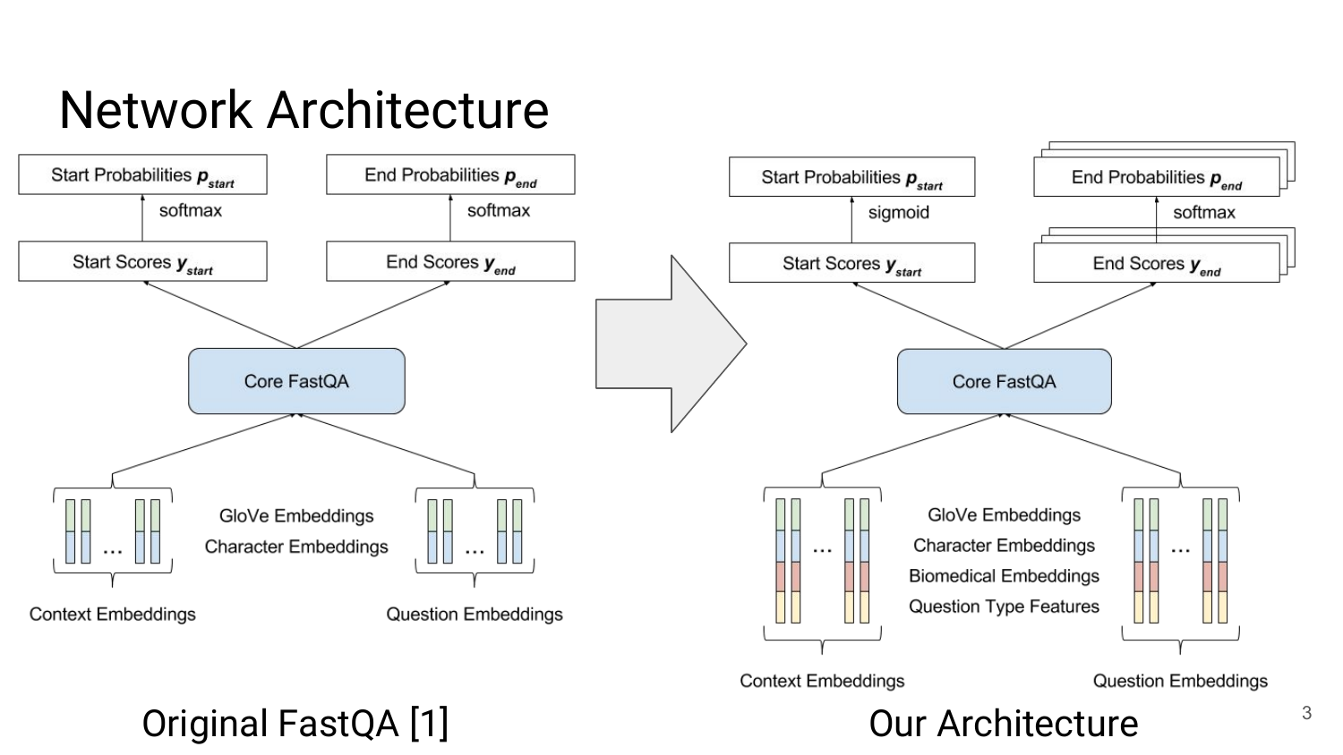# Network Architecture

**Original FastQA [1]**

- Start Probabilities $p_{start}$ ← softmax ← Start Scores $y_{start}$
- End Probabilities $p_{end}$ ← softmax ← End Scores $y_{end}$
- Core FastQA
- Context Embeddings / Question Embeddings: GloVe Embeddings, Character Embeddings

**Our Architecture**

- Start Probabilities $p_{start}$ ← sigmoid ← Start Scores $y_{start}$
- End Probabilities $p_{end}$ ← softmax ← End Scores $y_{end}$
- Core FastQA
- Context Embeddings / Question Embeddings: GloVe Embeddings, Character Embeddings, Biomedical Embeddings, Question Type Features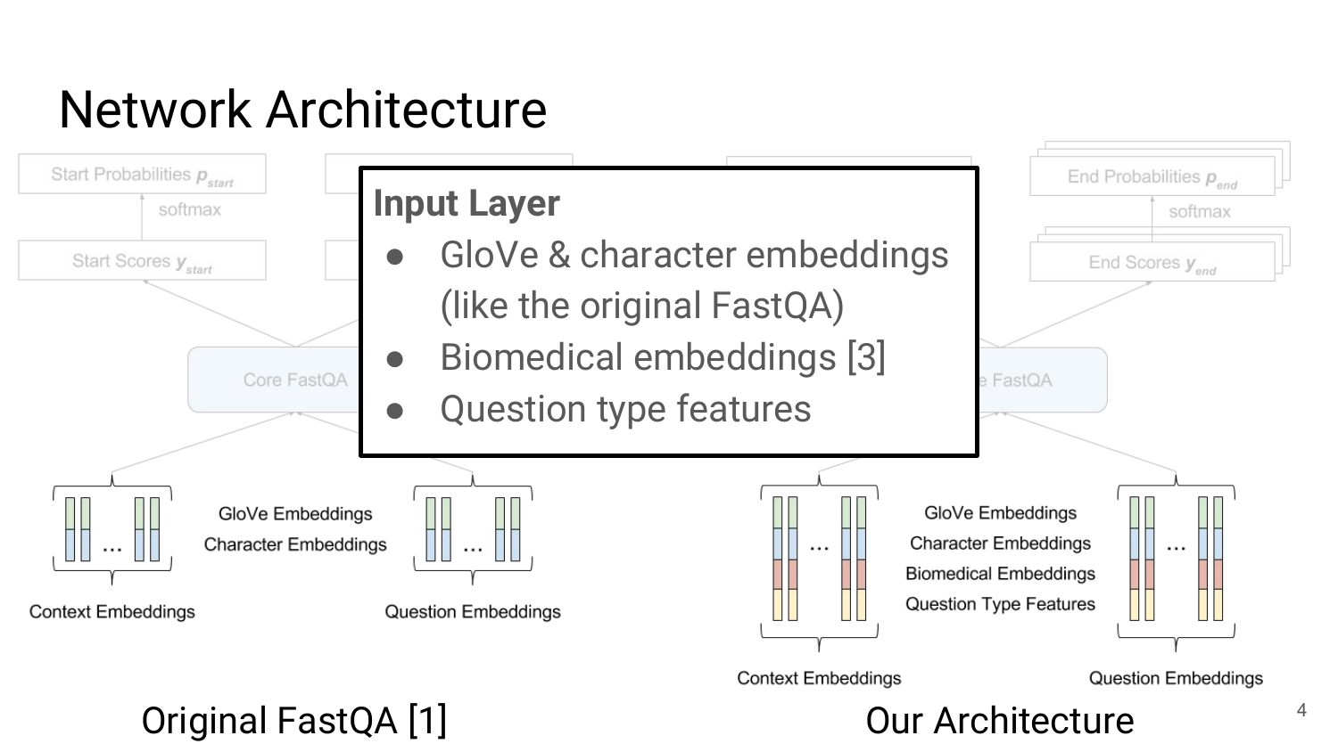# Network Architecture

**Input Layer**

- GloVe & character embeddings (like the original FastQA)
- Biomedical embeddings [3]
- Question type features

Start Probabilities $p_{start}$

softmax

Start Scores $y_{start}$

Core FastQA

GloVe Embeddings
Character Embeddings

Context Embeddings

Question Embeddings

Original FastQA [1]

End Probabilities $p_{end}$

softmax

End Scores $y_{end}$

GloVe Embeddings
Character Embeddings
Biomedical Embeddings
Question Type Features

Context Embeddings

Question Embeddings

Our Architecture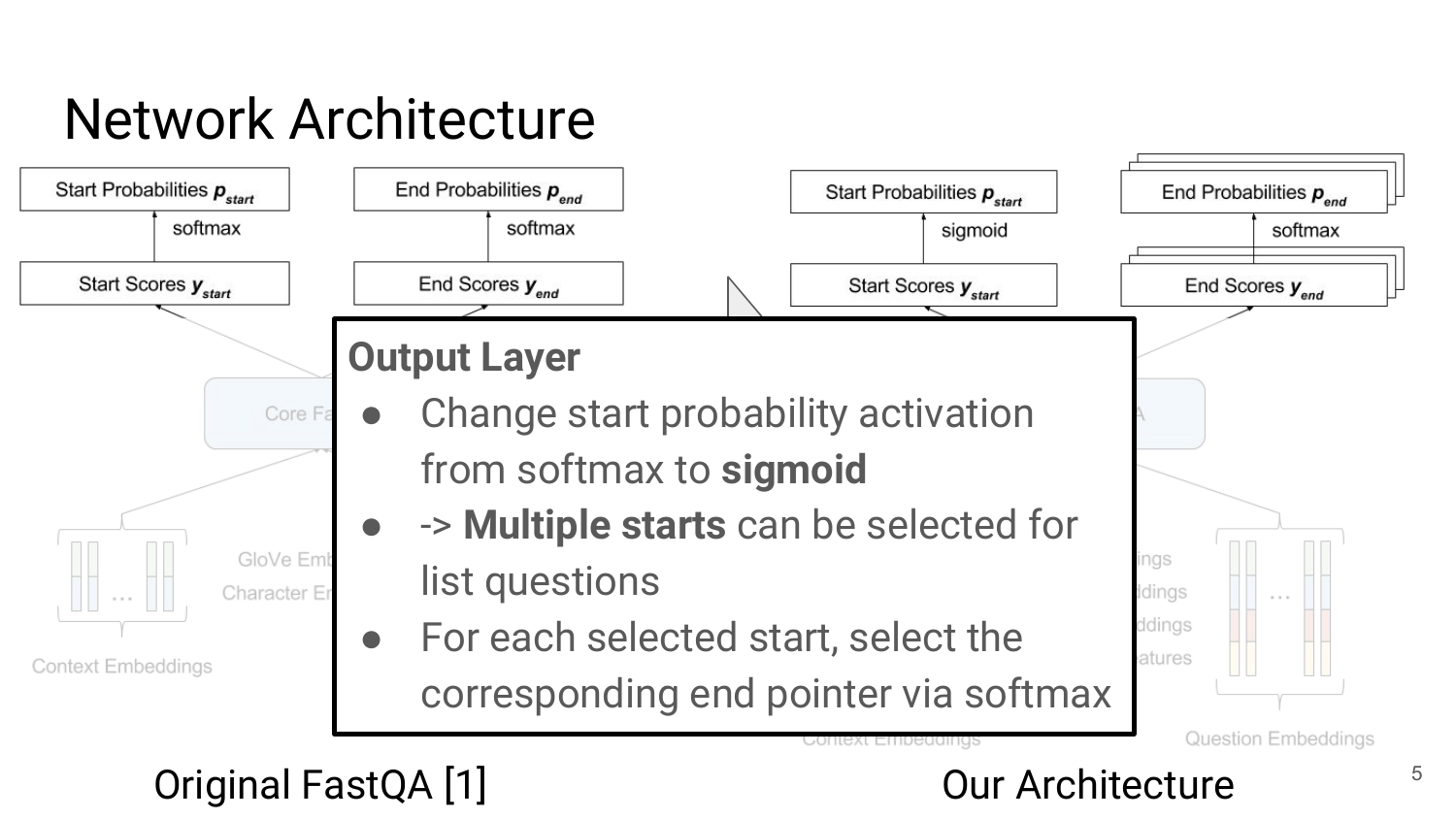# Network Architecture

Start Probabilities $p_{start}$

softmax

Start Scores $y_{start}$

End Probabilities $p_{end}$

softmax

End Scores $y_{end}$

Start Probabilities $p_{start}$

sigmoid

Start Scores $y_{start}$

End Probabilities $p_{end}$

softmax

End Scores $y_{end}$

**Output Layer**

- Change start probability activation from softmax to **sigmoid**
- -> **Multiple starts** can be selected for list questions
- For each selected start, select the corresponding end pointer via softmax

Original FastQA [1]

Our Architecture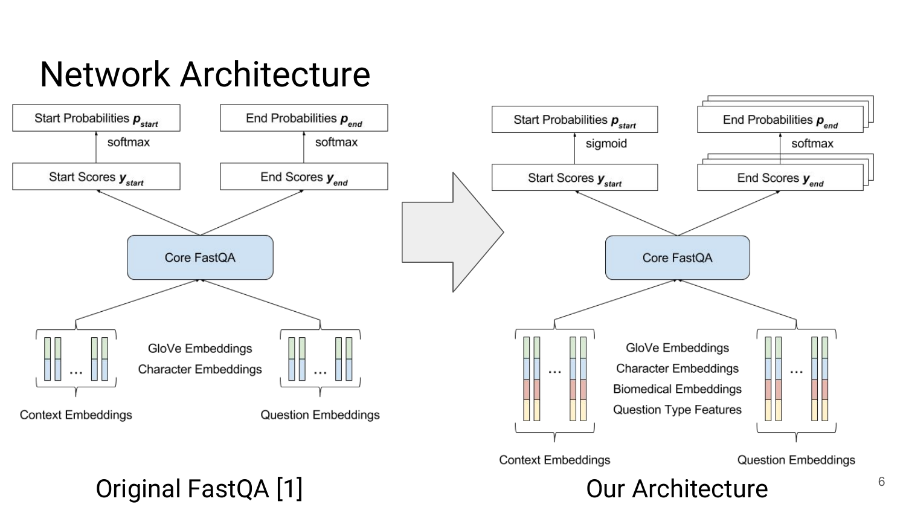# Network Architecture

**Original FastQA [1]**

- Start Probabilities $p_{start}$ ← softmax ← Start Scores $y_{start}$
- End Probabilities $p_{end}$ ← softmax ← End Scores $y_{end}$
- Core FastQA
- Context Embeddings / Question Embeddings: GloVe Embeddings, Character Embeddings

**Our Architecture**

- Start Probabilities $p_{start}$ ← sigmoid ← Start Scores $y_{start}$
- End Probabilities $p_{end}$ ← softmax ← End Scores $y_{end}$
- Core FastQA
- Context Embeddings / Question Embeddings: GloVe Embeddings, Character Embeddings, Biomedical Embeddings, Question Type Features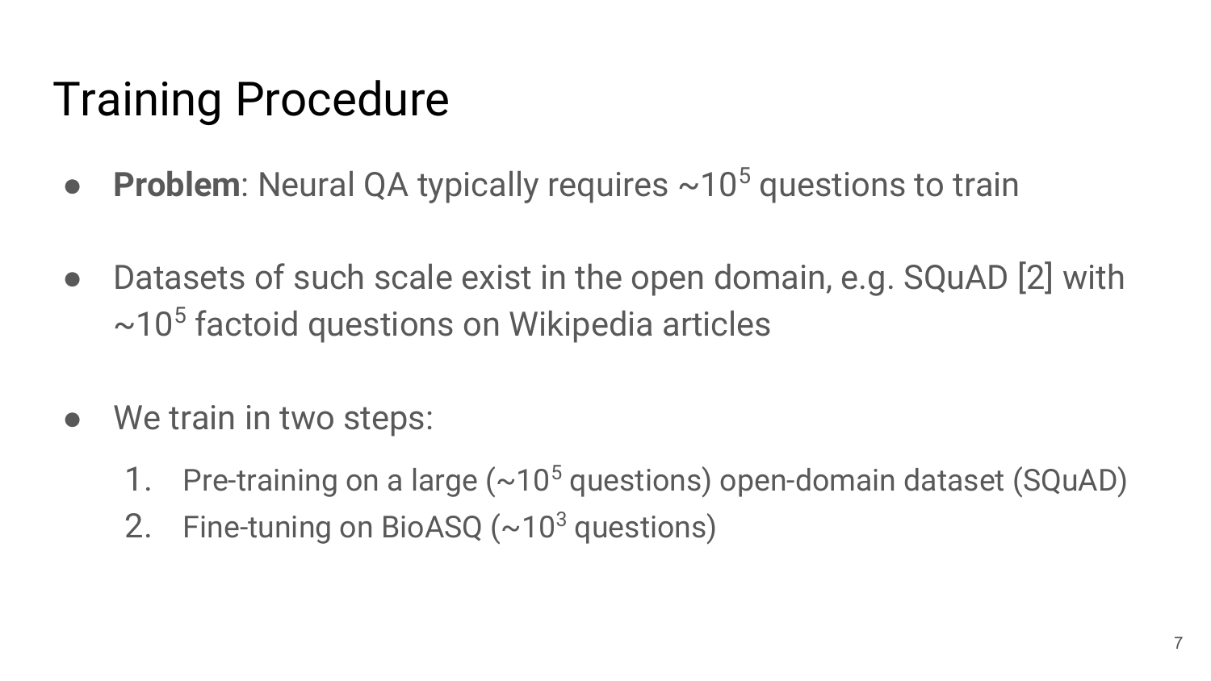# Training Procedure

- **Problem**: Neural QA typically requires ~$10^5$ questions to train

- Datasets of such scale exist in the open domain, e.g. SQuAD [2] with ~$10^5$ factoid questions on Wikipedia articles

- We train in two steps:
  1. Pre-training on a large (~$10^5$ questions) open-domain dataset (SQuAD)
  2. Fine-tuning on BioASQ (~$10^3$ questions)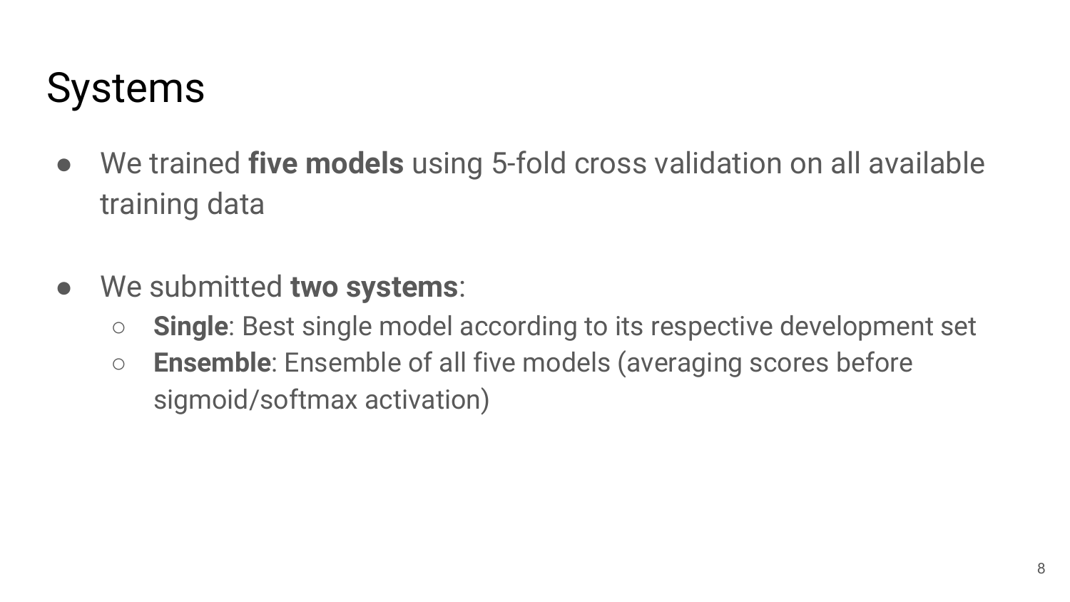# Systems

- We trained **five models** using 5-fold cross validation on all available training data

- We submitted **two systems**:
  - **Single**: Best single model according to its respective development set
  - **Ensemble**: Ensemble of all five models (averaging scores before sigmoid/softmax activation)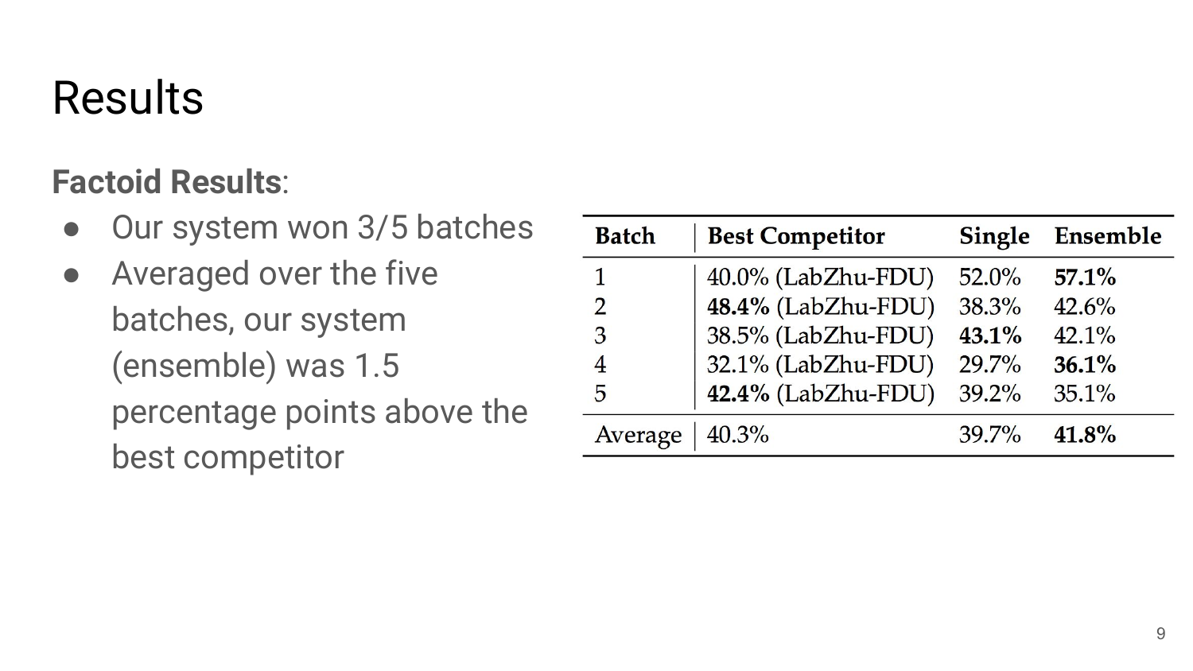# Results

**Factoid Results**:

- Our system won 3/5 batches
- Averaged over the five batches, our system (ensemble) was 1.5 percentage points above the best competitor

| Batch | Best Competitor | Single | Ensemble |
|---|---|---|---|
| 1 | 40.0% (LabZhu-FDU) | 52.0% | **57.1%** |
| 2 | **48.4%** (LabZhu-FDU) | 38.3% | 42.6% |
| 3 | 38.5% (LabZhu-FDU) | **43.1%** | 42.1% |
| 4 | 32.1% (LabZhu-FDU) | 29.7% | **36.1%** |
| 5 | **42.4%** (LabZhu-FDU) | 39.2% | 35.1% |
| Average | 40.3% | 39.7% | **41.8%** |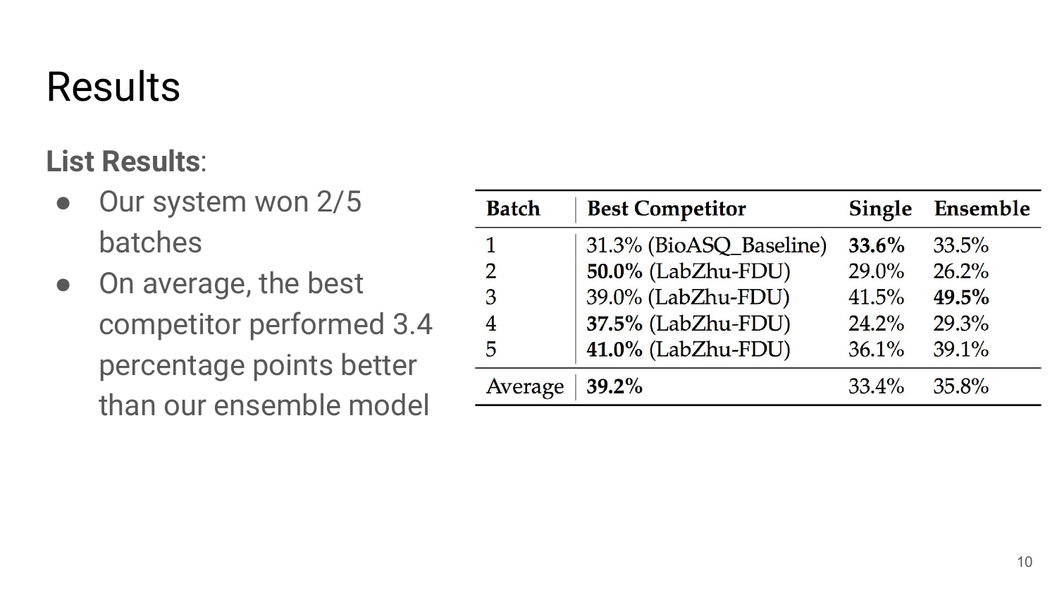# Results

**List Results**:

- Our system won 2/5 batches
- On average, the best competitor performed 3.4 percentage points better than our ensemble model

| Batch | Best Competitor | Single | Ensemble |
| --- | --- | --- | --- |
| 1 | 31.3% (BioASQ_Baseline) | **33.6%** | 33.5% |
| 2 | **50.0%** (LabZhu-FDU) | 29.0% | 26.2% |
| 3 | 39.0% (LabZhu-FDU) | 41.5% | **49.5%** |
| 4 | **37.5%** (LabZhu-FDU) | 24.2% | 29.3% |
| 5 | **41.0%** (LabZhu-FDU) | 36.1% | 39.1% |
| Average | **39.2%** | 33.4% | 35.8% |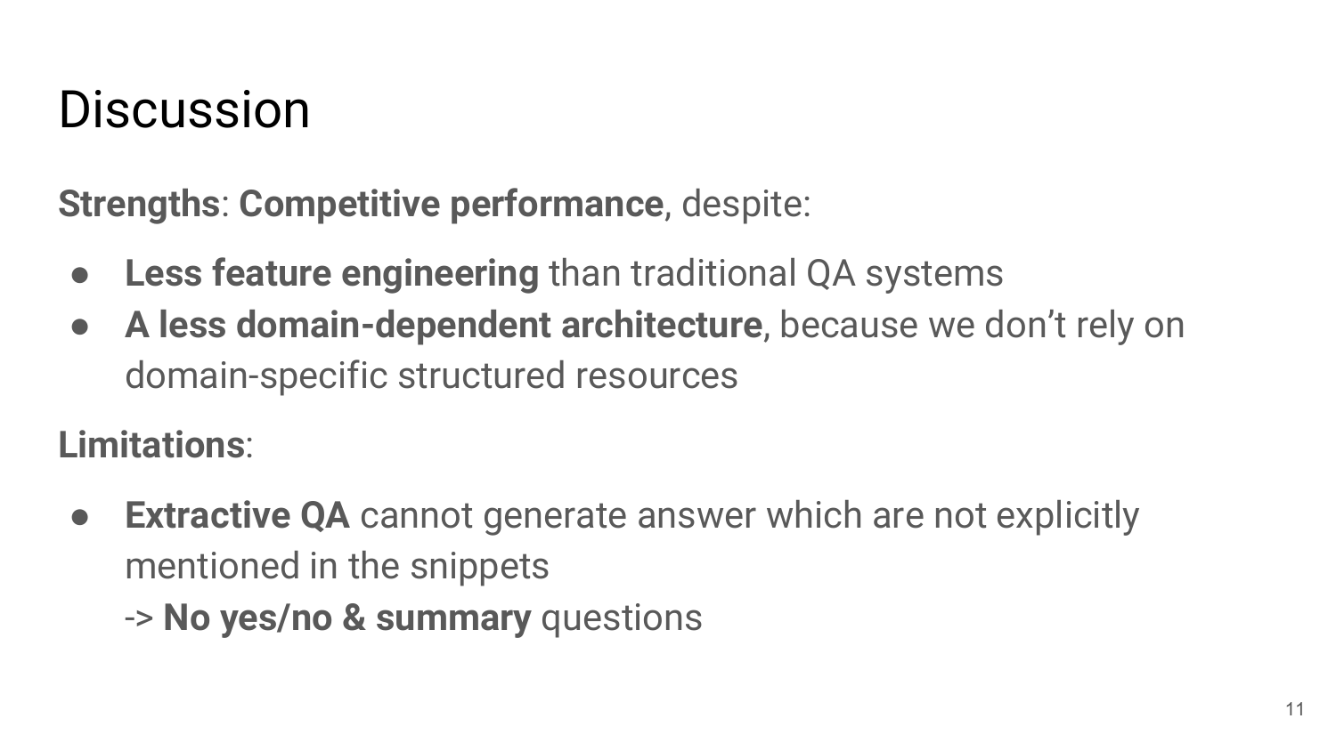# Discussion

**Strengths**: **Competitive performance**, despite:

- **Less feature engineering** than traditional QA systems
- **A less domain-dependent architecture**, because we don't rely on domain-specific structured resources

**Limitations**:

- **Extractive QA** cannot generate answer which are not explicitly mentioned in the snippets
  -> **No yes/no & summary** questions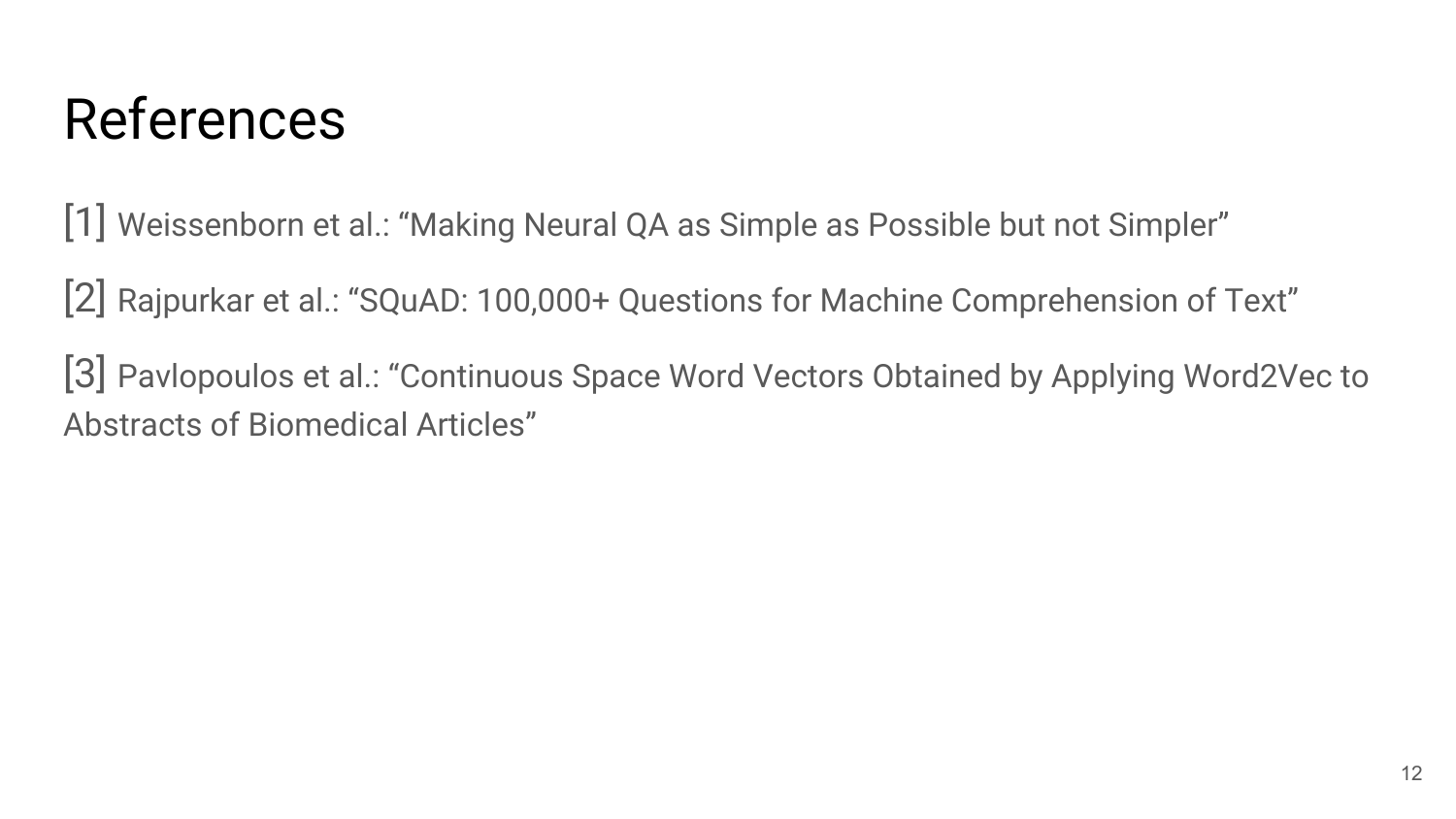# References

[1] Weissenborn et al.: “Making Neural QA as Simple as Possible but not Simpler”

[2] Rajpurkar et al.: “SQuAD: 100,000+ Questions for Machine Comprehension of Text”

[3] Pavlopoulos et al.: “Continuous Space Word Vectors Obtained by Applying Word2Vec to Abstracts of Biomedical Articles”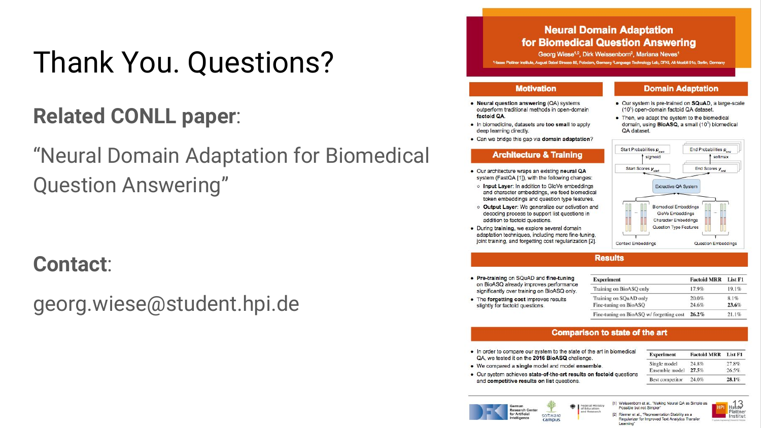# Thank You. Questions?

**Related CONLL paper**:

“Neural Domain Adaptation for Biomedical Question Answering”

**Contact**:

georg.wiese@student.hpi.de

## Neural Domain Adaptation for Biomedical Question Answering

Georg Wiese[1,2], Dirk Weissenborn[2], Mariana Neves[1]

[1]Hasso Plattner Institute, August Bebel Strasse 88, Potsdam, Germany [2]Language Technology Lab, DFKI, Alt-Moabit 91c, Berlin, Germany

### Motivation

- **Neural question answering** (QA) systems outperform traditional methods in open-domain **factoid QA**.
- In biomedicine, datasets are **too small** to apply deep learning directly.
- Can we bridge this gap via **domain adaptation**?

### Architecture & Training

- Our architecture wraps an existing **neural QA** system (FastQA [1]), with the following changes:
  - **Input Layer**: In addition to GloVe embeddings and character embeddings, we feed biomedical token embeddings and question type features.
  - **Output Layer**: We generalize our activation and decoding process to support list questions in addition to factoid questions.
- During **training**, we explore several domain adaptation techniques, including mere fine-tuning, joint training, and forgetting cost regularization [2].

### Domain Adaptation

- Our system is pre-trained on **SQuAD**, a large-scale ($10^5$) open-domain factoid QA dataset.
- Then, we adapt the system to the biomedical domain, using **BioASQ**, a small ($10^3$) biomedical QA dataset.

Start Probabilities $p_{start}$
sigmoid
Start Scores $y_{start}$
End Probabilities $p_{end}$
softmax
End Scores $y_{end}$
Extractive QA System
Biomedical Embeddings
GloVe Embeddings
Character Embeddings
Question Type Features
Context Embeddings
Question Embeddings

### Results

- **Pre-training** on SQuAD and **fine-tuning** on BioASQ already improves performance significantly over training on BioASQ only.
- The **forgetting cost** improves results slightly for factoid questions.

| Experiment | Factoid MRR | List F1 |
|---|---|---|
| Training on BioASQ only | 17.9% | 19.1% |
| Training on SQuAD only | 20.0% | 8.1% |
| Fine-tuning on BioASQ | 24.6% | **23.6%** |
| Fine-tuning on BioASQ w/ forgetting cost | **26.2%** | 21.1% |

### Comparison to state of the art

- In order to compare our system to the state of the art in biomedical QA, we tested it on the **2016 BioASQ** challenge.
- We compared a **single** model and model **ensemble**.
- Our system achieves **state-of-the-art results on factoid** questions and **competitive results on list** questions.

| Experiment | Factoid MRR | List F1 |
|---|---|---|
| Single model | 24.8% | 27.8% |
| Ensemble model | **27.5%** | 26.5% |
| Best competitor | 24.0% | **28.1%** |

[1] Weissenborn et al., "Making Neural QA as Simple as Possible but not Simpler"

[2] Riemer et al., "Representation Stability as a Regularizer for Improved Text Analytics Transfer Learning"